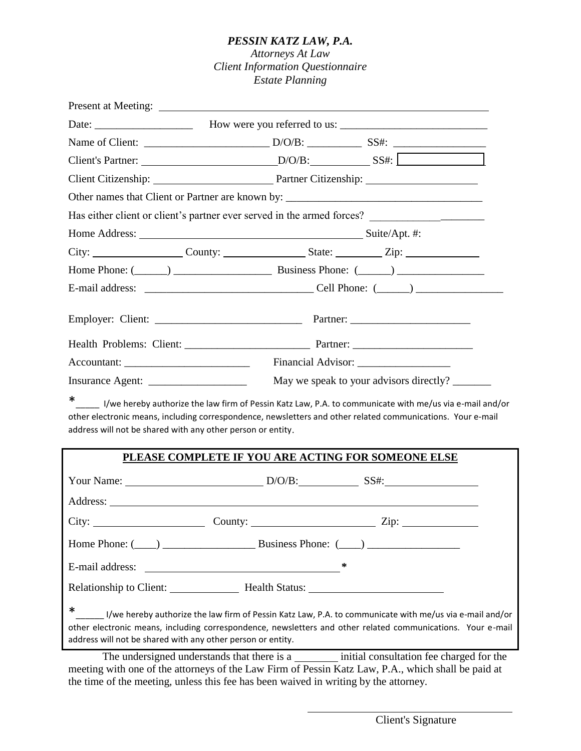***PESSIN KATZ LAW, P.A.***
*Attorneys At Law*
*Client Information Questionnaire*
*Estate Planning*

Present at Meeting: ______________________________________________________________

Date: _________________ How were you referred to us: ___________________________

Name of Client: ______________________ D/O/B: __________ SS#: ________________

Client's Partner: ________________________ D/O/B: ___________ SS#: ______________

Client Citizenship: ______________________ Partner Citizenship: ____________________

Other names that Client or Partner are known by: ___________________________________

Has either client or client's partner ever served in the armed forces? _____________________

Home Address: ___________________________________________ Suite/Apt. #:

City: ________________ County: _______________ State: _________ Zip: _____________

Home Phone: (______) _________________ Business Phone: (______) ________________

E-mail address: ______________________________ Cell Phone: (______) ________________

Employer: Client: ___________________________ Partner: ______________________

Health Problems: Client: ______________________ Partner: ______________________

Accountant: _______________________ Financial Advisor: _________________

Insurance Agent: __________________ May we speak to your advisors directly? _______

*_____ I/we hereby authorize the law firm of Pessin Katz Law, P.A. to communicate with me/us via e-mail and/or other electronic means, including correspondence, newsletters and other related communications. Your e-mail address will not be shared with any other person or entity.

**PLEASE COMPLETE IF YOU ARE ACTING FOR SOMEONE ELSE**

Your Name: _________________________ D/O/B: ___________ SS#: _________________

Address: ____________________________________________________________________

City: ____________________ County: ______________________ Zip: ______________

Home Phone: (____) _________________ Business Phone: (____) _________________

E-mail address: ___________________________________*

Relationship to Client: _____________ Health Status: _________________________

*______ I/we hereby authorize the law firm of Pessin Katz Law, P.A. to communicate with me/us via e-mail and/or other electronic means, including correspondence, newsletters and other related communications. Your e-mail address will not be shared with any other person or entity.

The undersigned understands that there is a ________ initial consultation fee charged for the meeting with one of the attorneys of the Law Firm of Pessin Katz Law, P.A., which shall be paid at the time of the meeting, unless this fee has been waived in writing by the attorney.

______________________________________
Client's Signature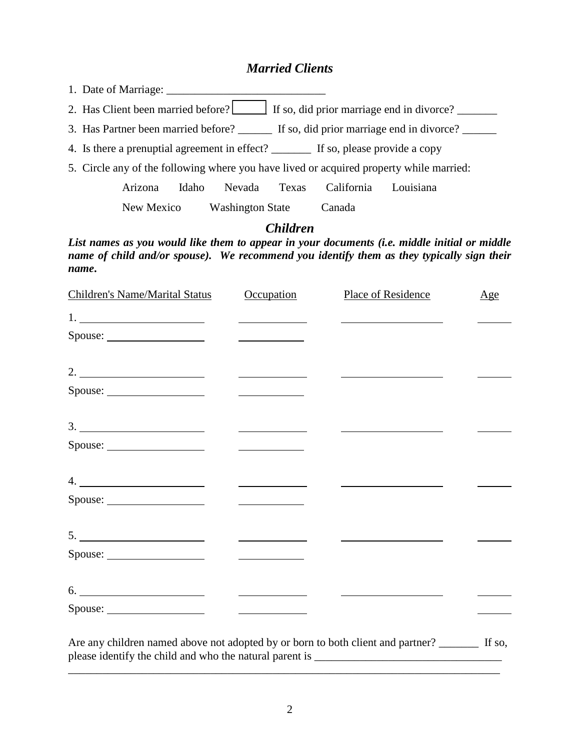## *Married Clients*

1. Date of Marriage: ____________________________
2. Has Client been married before? ______ If so, did prior marriage end in divorce? _______
3. Has Partner been married before? ______ If so, did prior marriage end in divorce? ______
4. Is there a prenuptial agreement in effect? _______ If so, please provide a copy
5. Circle any of the following where you have lived or acquired property while married:

   Arizona    Idaho    Nevada    Texas    California    Louisiana

   New Mexico    Washington State    Canada

## *Children*

***List names as you would like them to appear in your documents (i.e. middle initial or middle name of child and/or spouse). We recommend you identify them as they typically sign their name.***

| Children's Name/Marital Status | Occupation | Place of Residence | Age |
|---|---|---|---|
| 1. ______________________ | ____________ | __________________ | ______ |
| Spouse: _________________ | ____________ | | |
| 2. ______________________ | ____________ | __________________ | ______ |
| Spouse: _________________ | ____________ | | |
| 3. ______________________ | ____________ | __________________ | ______ |
| Spouse: _________________ | ____________ | | |
| 4. ______________________ | ____________ | __________________ | ______ |
| Spouse: _________________ | ____________ | | |
| 5. ______________________ | ____________ | __________________ | ______ |
| Spouse: _________________ | ____________ | | |
| 6. ______________________ | ____________ | __________________ | ______ |
| Spouse: _________________ | ____________ | | ______ |

Are any children named above not adopted by or born to both client and partner? _______ If so, please identify the child and who the natural parent is ________________________________

________________________________________________________________________________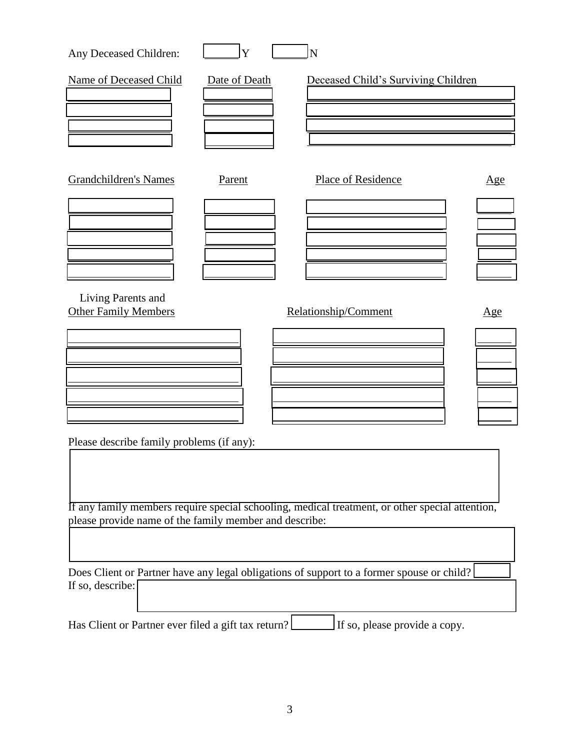Any Deceased Children: ______ Y ______ N

| Name of Deceased Child | Date of Death | Deceased Child's Surviving Children |
|---|---|---|
| | | |
| | | |
| | | |
| | | |

| Grandchildren's Names | Parent | Place of Residence | Age |
|---|---|---|---|
| | | | |
| | | | |
| | | | |
| | | | |
| | | | |

| Living Parents and Other Family Members | Relationship/Comment | Age |
|---|---|---|
| | | |
| | | |
| | | |
| | | |
| | | |

Please describe family problems (if any):

If any family members require special schooling, medical treatment, or other special attention, please provide name of the family member and describe:

Does Client or Partner have any legal obligations of support to a former spouse or child? ______

If so, describe:

Has Client or Partner ever filed a gift tax return? ______ If so, please provide a copy.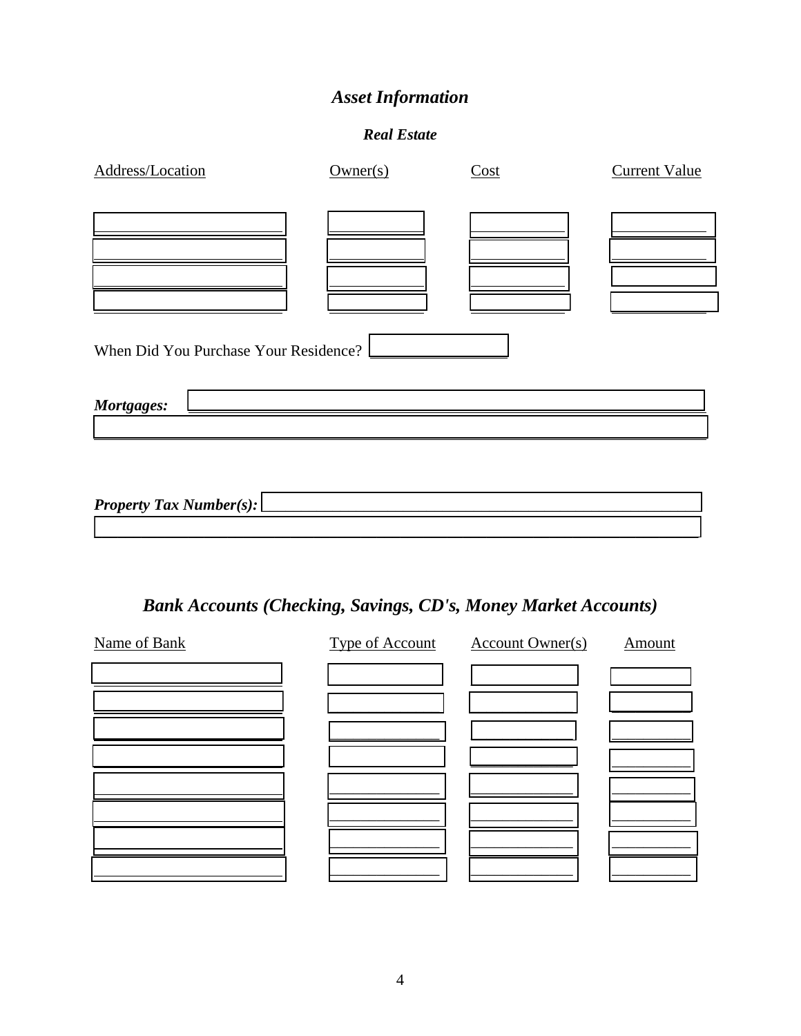# *Asset Information*

### *Real Estate*

| Address/Location | Owner(s) | Cost | Current Value |
|---|---|---|---|
| | | | |
| | | | |
| | | | |
| | | | |

When Did You Purchase Your Residence? ____________

***Mortgages:*** ____________________________________________

***Property Tax Number(s):*** ____________________________________________

## *Bank Accounts (Checking, Savings, CD's, Money Market Accounts)*

| Name of Bank | Type of Account | Account Owner(s) | Amount |
|---|---|---|---|
| | | | |
| | | | |
| | | | |
| | | | |
| | | | |
| | | | |
| | | | |
| | | | |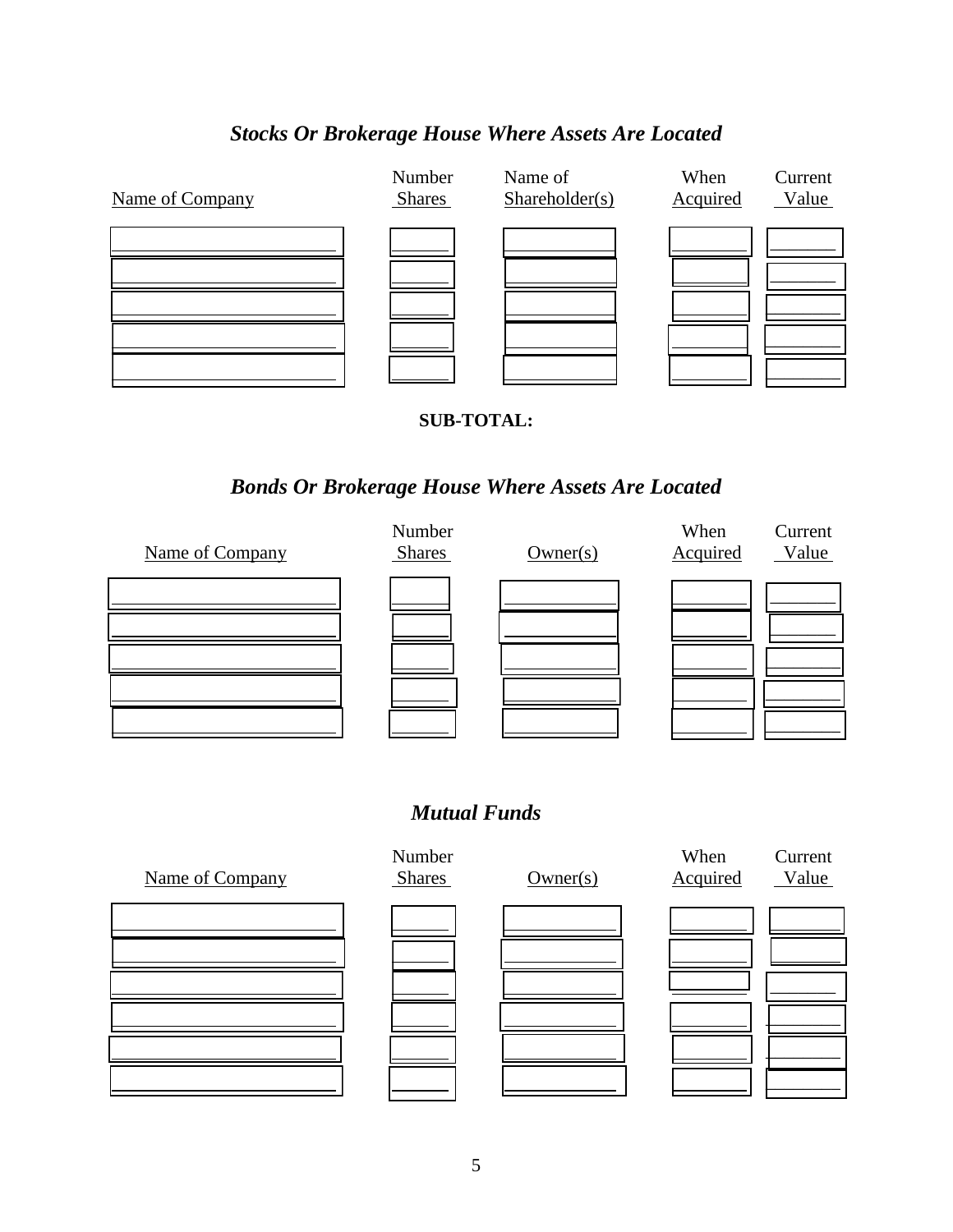## *Stocks Or Brokerage House Where Assets Are Located*

| Name of Company | Number Shares | Name of Shareholder(s) | When Acquired | Current Value |
|---|---|---|---|---|
| | | | | |
| | | | | |
| | | | | |
| | | | | |
| | | | | |

**SUB-TOTAL:**

## *Bonds Or Brokerage House Where Assets Are Located*

| Name of Company | Number Shares | Owner(s) | When Acquired | Current Value |
|---|---|---|---|---|
| | | | | |
| | | | | |
| | | | | |
| | | | | |
| | | | | |

## *Mutual Funds*

| Name of Company | Number Shares | Owner(s) | When Acquired | Current Value |
|---|---|---|---|---|
| | | | | |
| | | | | |
| | | | | |
| | | | | |
| | | | | |
| | | | | |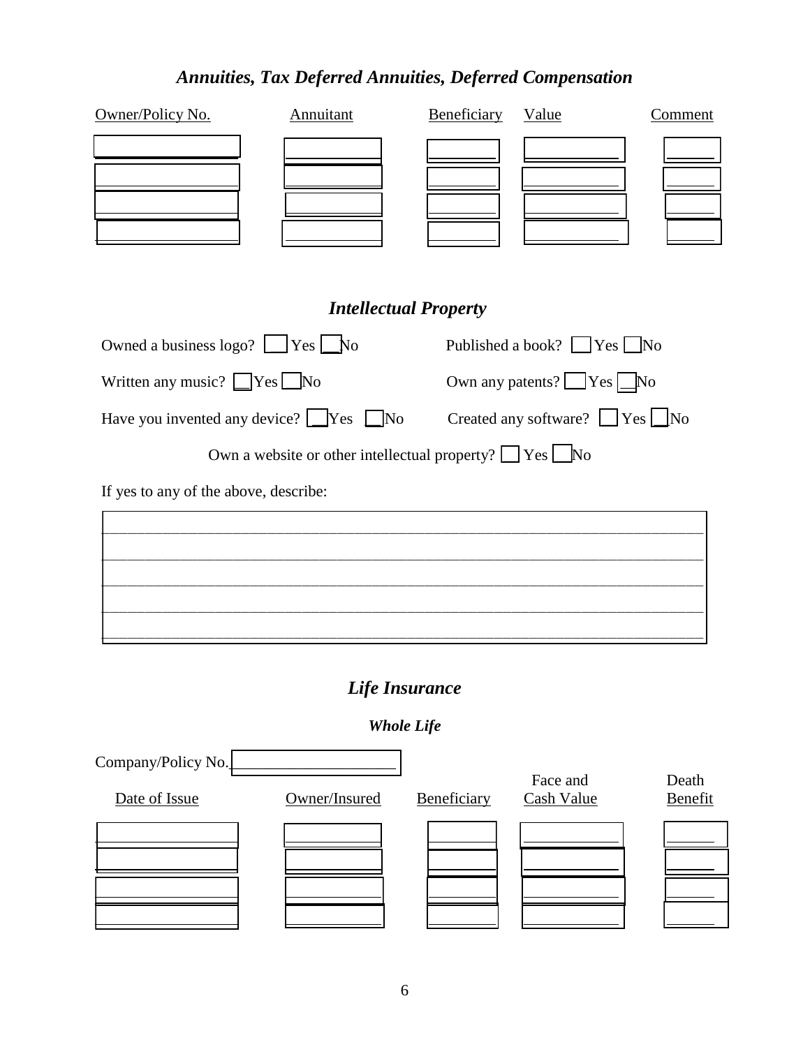## *Annuities, Tax Deferred Annuities, Deferred Compensation*

| Owner/Policy No. | Annuitant | Beneficiary | Value | Comment |
|---|---|---|---|---|
| | | | | |
| | | | | |
| | | | | |
| | | | | |

## *Intellectual Property*

Owned a business logo? ☐ Yes ☐ No

Published a book? ☐ Yes ☐ No

Written any music? ☐ Yes ☐ No

Own any patents? ☐ Yes ☐ No

Have you invented any device? ☐ Yes ☐ No

Created any software? ☐ Yes ☐ No

Own a website or other intellectual property? ☐ Yes ☐ No

If yes to any of the above, describe:

________________________________________________________________________________

________________________________________________________________________________

________________________________________________________________________________

________________________________________________________________________________

________________________________________________________________________________

## *Life Insurance*

### *Whole Life*

Company/Policy No. ____________________

| Date of Issue | Owner/Insured | Beneficiary | Face and Cash Value | Death Benefit |
|---|---|---|---|---|
| | | | | |
| | | | | |
| | | | | |
| | | | | |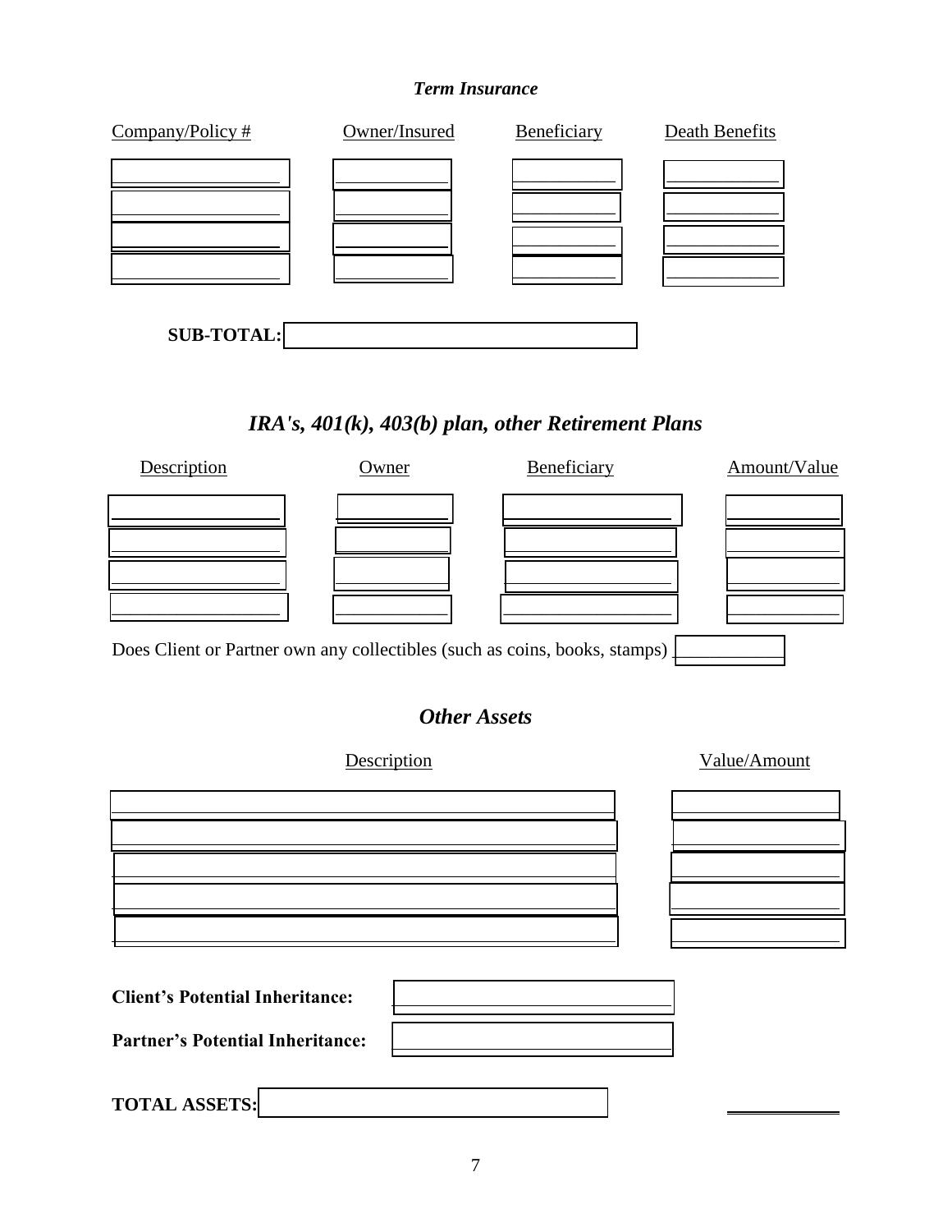### *Term Insurance*

| Company/Policy # | Owner/Insured | Beneficiary | Death Benefits |
| --- | --- | --- | --- |
| | | | |
| | | | |
| | | | |
| | | | |

**SUB-TOTAL:** \_\_\_\_\_\_\_\_\_\_\_\_\_\_\_\_\_\_\_\_

## *IRA's, 401(k), 403(b) plan, other Retirement Plans*

| Description | Owner | Beneficiary | Amount/Value |
| --- | --- | --- | --- |
| | | | |
| | | | |
| | | | |
| | | | |

Does Client or Partner own any collectibles (such as coins, books, stamps) \_\_\_\_\_\_\_\_\_\_

## *Other Assets*

| Description | Value/Amount |
| --- | --- |
| | |
| | |
| | |
| | |
| | |

**Client's Potential Inheritance:** \_\_\_\_\_\_\_\_\_\_\_\_\_\_\_\_\_\_\_\_

**Partner's Potential Inheritance:** \_\_\_\_\_\_\_\_\_\_\_\_\_\_\_\_\_\_\_\_

**TOTAL ASSETS:** \_\_\_\_\_\_\_\_\_\_\_\_\_\_\_\_\_\_\_\_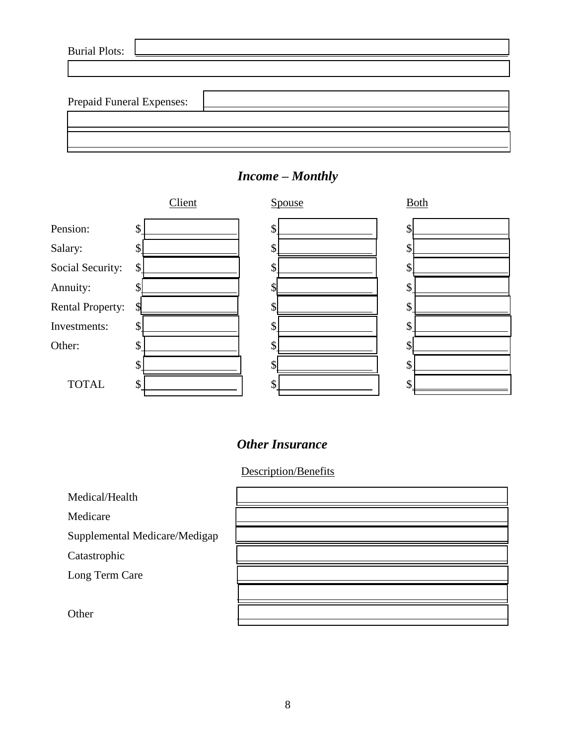Burial Plots: ____________________

____________________

Prepaid Funeral Expenses: ____________________

____________________

____________________

## *Income – Monthly*

| | Client | Spouse | Both |
|---|---|---|---|
| Pension: | $ | $ | $ |
| Salary: | $ | $ | $ |
| Social Security: | $ | $ | $ |
| Annuity: | $ | $ | $ |
| Rental Property: | $ | $ | $ |
| Investments: | $ | $ | $ |
| Other: | $ | $ | $ |
| | $ | $ | $ |
| TOTAL | $ | $ | $ |

## *Other Insurance*

| | Description/Benefits |
|---|---|
| Medical/Health | |
| Medicare | |
| Supplemental Medicare/Medigap | |
| Catastrophic | |
| Long Term Care | |
| | |
| Other | |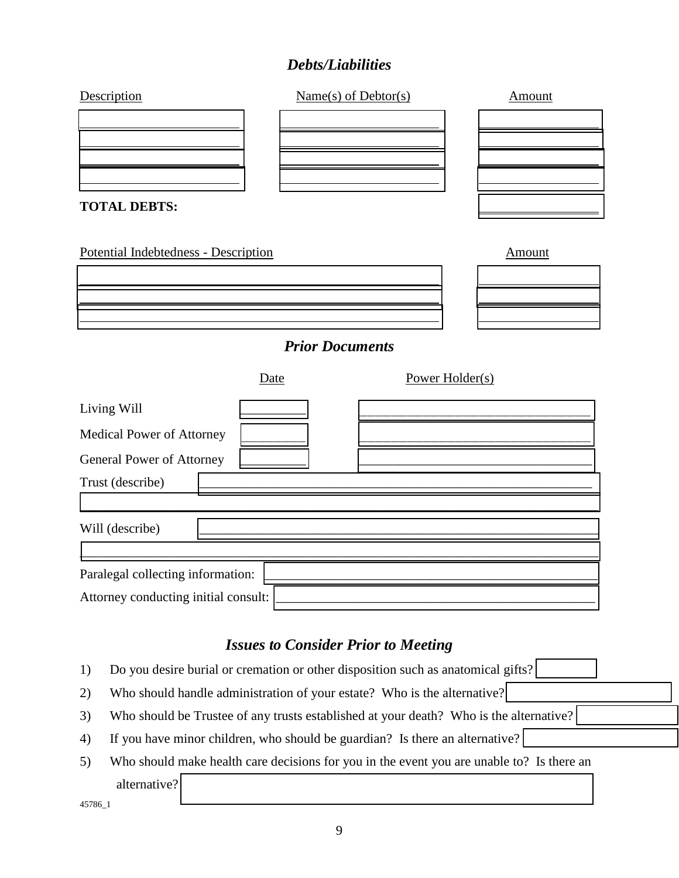### *Debts/Liabilities*

| Description | Name(s) of Debtor(s) | Amount |
|---|---|---|
| | | |
| | | |
| | | |
| | | |
| **TOTAL DEBTS:** | | |

| Potential Indebtedness - Description | Amount |
|---|---|
| | |
| | |
| | |

### *Prior Documents*

| | Date | Power Holder(s) |
|---|---|---|
| Living Will | | |
| Medical Power of Attorney | | |
| General Power of Attorney | | |

Trust (describe) ______________________________________________

______________________________________________

Will (describe) ______________________________________________

______________________________________________

Paralegal collecting information: ______________________________________________

Attorney conducting initial consult: ______________________________________________

### *Issues to Consider Prior to Meeting*

1) Do you desire burial or cremation or other disposition such as anatomical gifts?
2) Who should handle administration of your estate? Who is the alternative?
3) Who should be Trustee of any trusts established at your death? Who is the alternative?
4) If you have minor children, who should be guardian? Is there an alternative?
5) Who should make health care decisions for you in the event you are unable to? Is there an alternative?

45786_1